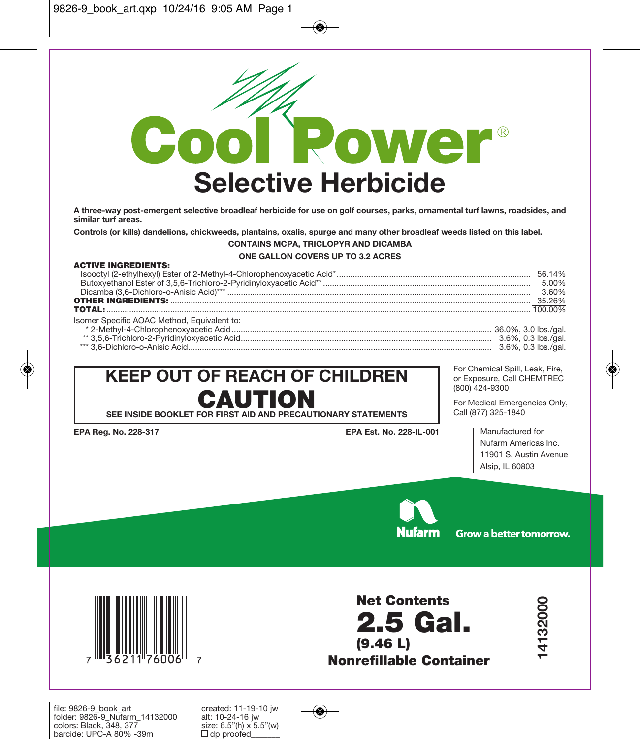# Cool Power®

## Selective Herbicide

**A three-way post-emergent selective broadleaf herbicide for use on golf courses, parks, ornamental turf lawns, roadsides, and similar turf areas.**

**Controls (or kills) dandelions, chickweeds, plantains, oxalis, spurge and many other broadleaf weeds listed on this label.**

**CONTAINS MCPA, TRICLOPYR AND DICAMBA**

**ONE GALLON COVERS UP TO 3.2 ACRES**

| **ACTIVE INGREDIENTS:** | |
|---|---|
| Isooctyl (2-ethylhexyl) Ester of 2-Methyl-4-Chlorophenoxyacetic Acid* | 56.14% |
| Butoxyethanol Ester of 3,5,6-Trichloro-2-Pyridinyloxyacetic Acid** | 5.00% |
| Dicamba (3,6-Dichloro-o-Anisic Acid)*** | 3.60% |
| **OTHER INGREDIENTS:** | 35.26% |
| **TOTAL:** | 100.00% |

Isomer Specific AOAC Method, Equivalent to:

| | |
|---|---|
| * 2-Methyl-4-Chlorophenoxyacetic Acid | 36.0%, 3.0 lbs./gal. |
| ** 3,5,6-Trichloro-2-Pyridinyloxyacetic Acid | 3.6%, 0.3 lbs./gal. |
| *** 3,6-Dichloro-o-Anisic Acid | 3.6%, 0.3 lbs./gal. |

## KEEP OUT OF REACH OF CHILDREN

## CAUTION

**SEE INSIDE BOOKLET FOR FIRST AID AND PRECAUTIONARY STATEMENTS**

For Chemical Spill, Leak, Fire, or Exposure, Call CHEMTREC (800) 424-9300

For Medical Emergencies Only, Call (877) 325-1840

**EPA Reg. No. 228-317**

**EPA Est. No. 228-IL-001**

Manufactured for
Nufarm Americas Inc.
11901 S. Austin Avenue
Alsip, IL 60803

Nufarm Grow a better tomorrow.

7 36211 76006 7

**Net Contents**
**2.5 Gal.**
**(9.46 L)**
**Nonrefillable Container**

**14132000**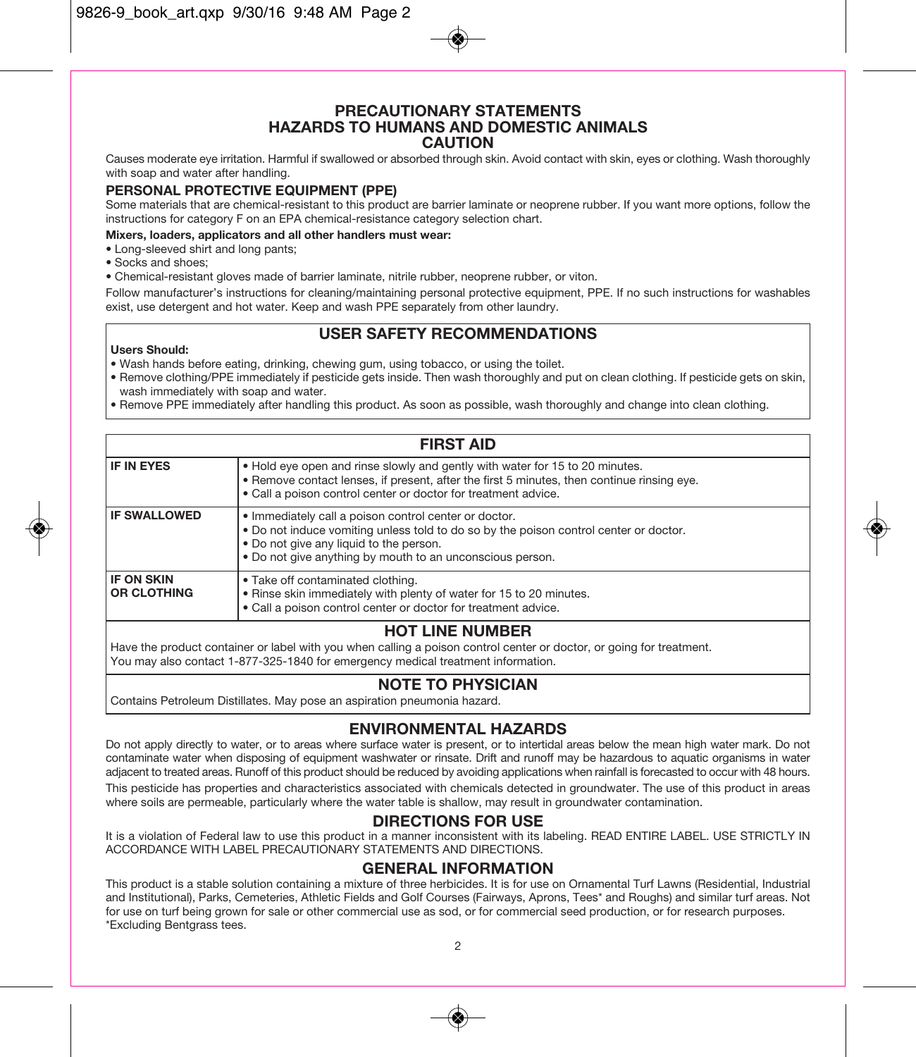## PRECAUTIONARY STATEMENTS
## HAZARDS TO HUMANS AND DOMESTIC ANIMALS
## CAUTION

Causes moderate eye irritation. Harmful if swallowed or absorbed through skin. Avoid contact with skin, eyes or clothing. Wash thoroughly with soap and water after handling.

### PERSONAL PROTECTIVE EQUIPMENT (PPE)

Some materials that are chemical-resistant to this product are barrier laminate or neoprene rubber. If you want more options, follow the instructions for category F on an EPA chemical-resistance category selection chart.

**Mixers, loaders, applicators and all other handlers must wear:**

- Long-sleeved shirt and long pants;
- Socks and shoes;
- Chemical-resistant gloves made of barrier laminate, nitrile rubber, neoprene rubber, or viton.

Follow manufacturer's instructions for cleaning/maintaining personal protective equipment, PPE. If no such instructions for washables exist, use detergent and hot water. Keep and wash PPE separately from other laundry.

### USER SAFETY RECOMMENDATIONS

**Users Should:**

- Wash hands before eating, drinking, chewing gum, using tobacco, or using the toilet.
- Remove clothing/PPE immediately if pesticide gets inside. Then wash thoroughly and put on clean clothing. If pesticide gets on skin, wash immediately with soap and water.
- Remove PPE immediately after handling this product. As soon as possible, wash thoroughly and change into clean clothing.

### FIRST AID

| FIRST AID | |
|---|---|
| **IF IN EYES** | • Hold eye open and rinse slowly and gently with water for 15 to 20 minutes. • Remove contact lenses, if present, after the first 5 minutes, then continue rinsing eye. • Call a poison control center or doctor for treatment advice. |
| **IF SWALLOWED** | • Immediately call a poison control center or doctor. • Do not induce vomiting unless told to do so by the poison control center or doctor. • Do not give any liquid to the person. • Do not give anything by mouth to an unconscious person. |
| **IF ON SKIN OR CLOTHING** | • Take off contaminated clothing. • Rinse skin immediately with plenty of water for 15 to 20 minutes. • Call a poison control center or doctor for treatment advice. |

### HOT LINE NUMBER

Have the product container or label with you when calling a poison control center or doctor, or going for treatment.
You may also contact 1-877-325-1840 for emergency medical treatment information.

### NOTE TO PHYSICIAN

Contains Petroleum Distillates. May pose an aspiration pneumonia hazard.

## ENVIRONMENTAL HAZARDS

Do not apply directly to water, or to areas where surface water is present, or to intertidal areas below the mean high water mark. Do not contaminate water when disposing of equipment washwater or rinsate. Drift and runoff may be hazardous to aquatic organisms in water adjacent to treated areas. Runoff of this product should be reduced by avoiding applications when rainfall is forecasted to occur with 48 hours.

This pesticide has properties and characteristics associated with chemicals detected in groundwater. The use of this product in areas where soils are permeable, particularly where the water table is shallow, may result in groundwater contamination.

## DIRECTIONS FOR USE

It is a violation of Federal law to use this product in a manner inconsistent with its labeling. READ ENTIRE LABEL. USE STRICTLY IN ACCORDANCE WITH LABEL PRECAUTIONARY STATEMENTS AND DIRECTIONS.

## GENERAL INFORMATION

This product is a stable solution containing a mixture of three herbicides. It is for use on Ornamental Turf Lawns (Residential, Industrial and Institutional), Parks, Cemeteries, Athletic Fields and Golf Courses (Fairways, Aprons, Tees* and Roughs) and similar turf areas. Not for use on turf being grown for sale or other commercial use as sod, or for commercial seed production, or for research purposes.
*Excluding Bentgrass tees.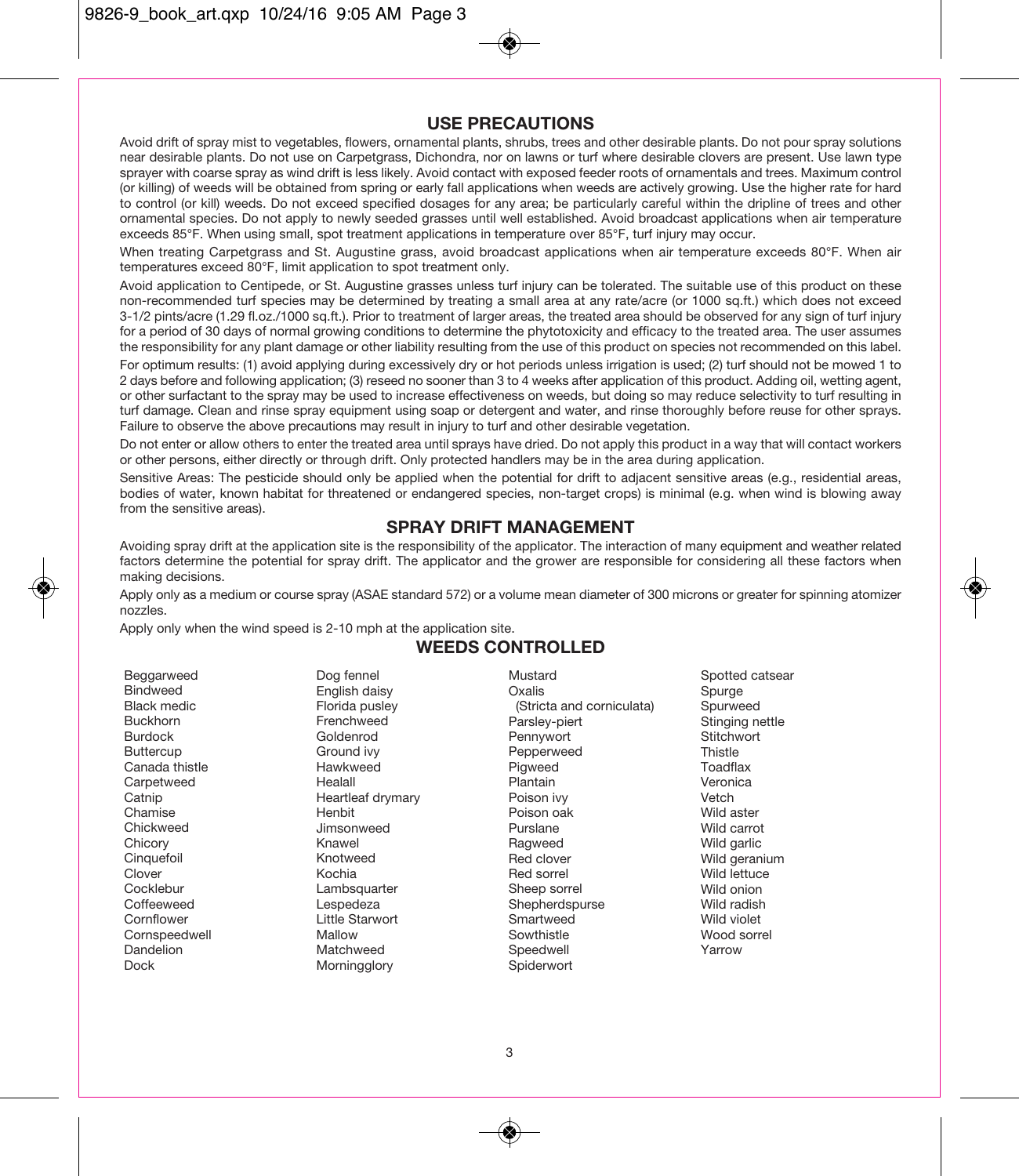## USE PRECAUTIONS

Avoid drift of spray mist to vegetables, flowers, ornamental plants, shrubs, trees and other desirable plants. Do not pour spray solutions near desirable plants. Do not use on Carpetgrass, Dichondra, nor on lawns or turf where desirable clovers are present. Use lawn type sprayer with coarse spray as wind drift is less likely. Avoid contact with exposed feeder roots of ornamentals and trees. Maximum control (or killing) of weeds will be obtained from spring or early fall applications when weeds are actively growing. Use the higher rate for hard to control (or kill) weeds. Do not exceed specified dosages for any area; be particularly careful within the dripline of trees and other ornamental species. Do not apply to newly seeded grasses until well established. Avoid broadcast applications when air temperature exceeds 85°F. When using small, spot treatment applications in temperature over 85°F, turf injury may occur.

When treating Carpetgrass and St. Augustine grass, avoid broadcast applications when air temperature exceeds 80°F. When air temperatures exceed 80°F, limit application to spot treatment only.

Avoid application to Centipede, or St. Augustine grasses unless turf injury can be tolerated. The suitable use of this product on these non-recommended turf species may be determined by treating a small area at any rate/acre (or 1000 sq.ft.) which does not exceed 3-1/2 pints/acre (1.29 fl.oz./1000 sq.ft.). Prior to treatment of larger areas, the treated area should be observed for any sign of turf injury for a period of 30 days of normal growing conditions to determine the phytotoxicity and efficacy to the treated area. The user assumes the responsibility for any plant damage or other liability resulting from the use of this product on species not recommended on this label.

For optimum results: (1) avoid applying during excessively dry or hot periods unless irrigation is used; (2) turf should not be mowed 1 to 2 days before and following application; (3) reseed no sooner than 3 to 4 weeks after application of this product. Adding oil, wetting agent, or other surfactant to the spray may be used to increase effectiveness on weeds, but doing so may reduce selectivity to turf resulting in turf damage. Clean and rinse spray equipment using soap or detergent and water, and rinse thoroughly before reuse for other sprays. Failure to observe the above precautions may result in injury to turf and other desirable vegetation.

Do not enter or allow others to enter the treated area until sprays have dried. Do not apply this product in a way that will contact workers or other persons, either directly or through drift. Only protected handlers may be in the area during application.

Sensitive Areas: The pesticide should only be applied when the potential for drift to adjacent sensitive areas (e.g., residential areas, bodies of water, known habitat for threatened or endangered species, non-target crops) is minimal (e.g. when wind is blowing away from the sensitive areas).

## SPRAY DRIFT MANAGEMENT

Avoiding spray drift at the application site is the responsibility of the applicator. The interaction of many equipment and weather related factors determine the potential for spray drift. The applicator and the grower are responsible for considering all these factors when making decisions.

Apply only as a medium or course spray (ASAE standard 572) or a volume mean diameter of 300 microns or greater for spinning atomizer nozzles.

Apply only when the wind speed is 2-10 mph at the application site.

## WEEDS CONTROLLED

Beggarweed
Bindweed
Black medic
Buckhorn
Burdock
Buttercup
Canada thistle
Carpetweed
Catnip
Chamise
Chickweed
Chicory
Cinquefoil
Clover
Cocklebur
Coffeeweed
Cornflower
Cornspeedwell
Dandelion
Dock
Dog fennel
English daisy
Florida pusley
Frenchweed
Goldenrod
Ground ivy
Hawkweed
Healall
Heartleaf drymary
Henbit
Jimsonweed
Knawel
Knotweed
Kochia
Lambsquarter
Lespedeza
Little Starwort
Mallow
Matchweed
Morningglory
Mustard
Oxalis
(Stricta and corniculata)
Parsley-piert
Pennywort
Pepperweed
Pigweed
Plantain
Poison ivy
Poison oak
Purslane
Ragweed
Red clover
Red sorrel
Sheep sorrel
Shepherdspurse
Smartweed
Sowthistle
Speedwell
Spiderwort
Spotted catsear
Spurge
Spurweed
Stinging nettle
Stitchwort
Thistle
Toadflax
Veronica
Vetch
Wild aster
Wild carrot
Wild garlic
Wild geranium
Wild lettuce
Wild onion
Wild radish
Wild violet
Wood sorrel
Yarrow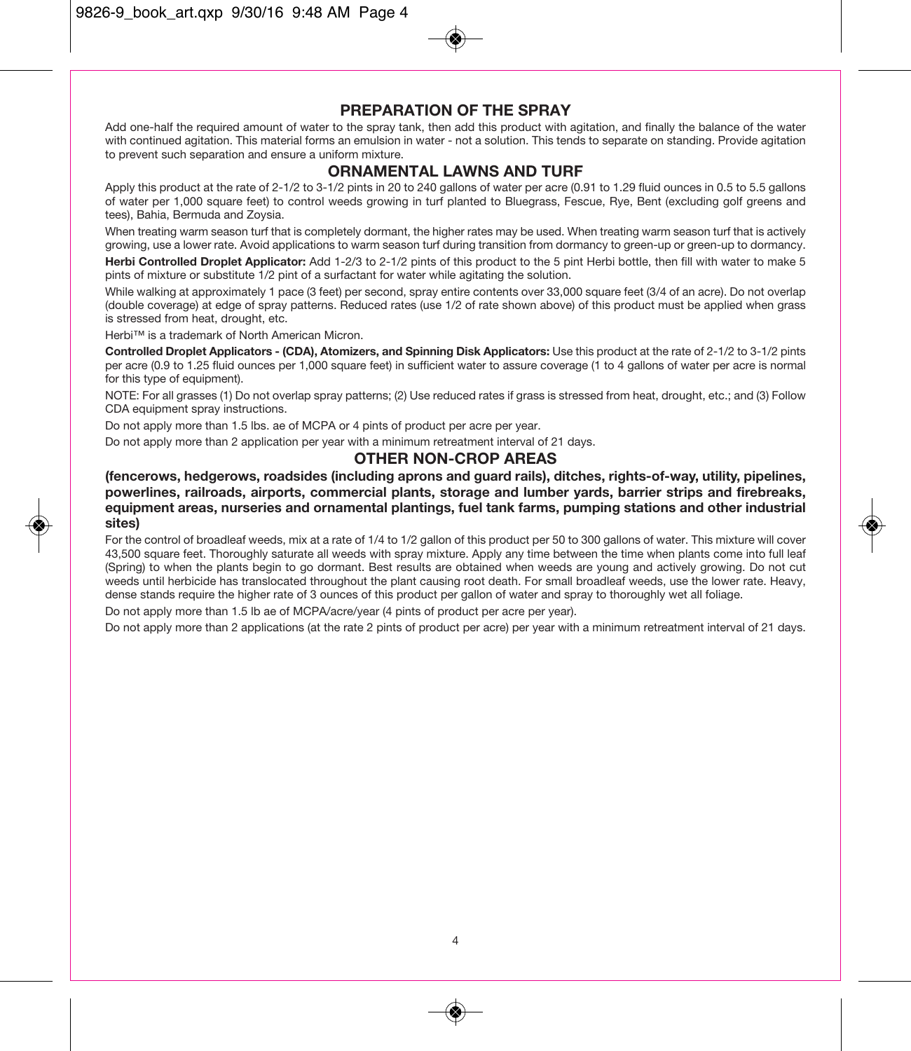## PREPARATION OF THE SPRAY

Add one-half the required amount of water to the spray tank, then add this product with agitation, and finally the balance of the water with continued agitation. This material forms an emulsion in water - not a solution. This tends to separate on standing. Provide agitation to prevent such separation and ensure a uniform mixture.

## ORNAMENTAL LAWNS AND TURF

Apply this product at the rate of 2-1/2 to 3-1/2 pints in 20 to 240 gallons of water per acre (0.91 to 1.29 fluid ounces in 0.5 to 5.5 gallons of water per 1,000 square feet) to control weeds growing in turf planted to Bluegrass, Fescue, Rye, Bent (excluding golf greens and tees), Bahia, Bermuda and Zoysia.

When treating warm season turf that is completely dormant, the higher rates may be used. When treating warm season turf that is actively growing, use a lower rate. Avoid applications to warm season turf during transition from dormancy to green-up or green-up to dormancy.

**Herbi Controlled Droplet Applicator:** Add 1-2/3 to 2-1/2 pints of this product to the 5 pint Herbi bottle, then fill with water to make 5 pints of mixture or substitute 1/2 pint of a surfactant for water while agitating the solution.

While walking at approximately 1 pace (3 feet) per second, spray entire contents over 33,000 square feet (3/4 of an acre). Do not overlap (double coverage) at edge of spray patterns. Reduced rates (use 1/2 of rate shown above) of this product must be applied when grass is stressed from heat, drought, etc.

Herbi™ is a trademark of North American Micron.

**Controlled Droplet Applicators - (CDA), Atomizers, and Spinning Disk Applicators:** Use this product at the rate of 2-1/2 to 3-1/2 pints per acre (0.9 to 1.25 fluid ounces per 1,000 square feet) in sufficient water to assure coverage (1 to 4 gallons of water per acre is normal for this type of equipment).

NOTE: For all grasses (1) Do not overlap spray patterns; (2) Use reduced rates if grass is stressed from heat, drought, etc.; and (3) Follow CDA equipment spray instructions.

Do not apply more than 1.5 lbs. ae of MCPA or 4 pints of product per acre per year.

Do not apply more than 2 application per year with a minimum retreatment interval of 21 days.

## OTHER NON-CROP AREAS

**(fencerows, hedgerows, roadsides (including aprons and guard rails), ditches, rights-of-way, utility, pipelines, powerlines, railroads, airports, commercial plants, storage and lumber yards, barrier strips and firebreaks, equipment areas, nurseries and ornamental plantings, fuel tank farms, pumping stations and other industrial sites)**

For the control of broadleaf weeds, mix at a rate of 1/4 to 1/2 gallon of this product per 50 to 300 gallons of water. This mixture will cover 43,500 square feet. Thoroughly saturate all weeds with spray mixture. Apply any time between the time when plants come into full leaf (Spring) to when the plants begin to go dormant. Best results are obtained when weeds are young and actively growing. Do not cut weeds until herbicide has translocated throughout the plant causing root death. For small broadleaf weeds, use the lower rate. Heavy, dense stands require the higher rate of 3 ounces of this product per gallon of water and spray to thoroughly wet all foliage.

Do not apply more than 1.5 lb ae of MCPA/acre/year (4 pints of product per acre per year).

Do not apply more than 2 applications (at the rate 2 pints of product per acre) per year with a minimum retreatment interval of 21 days.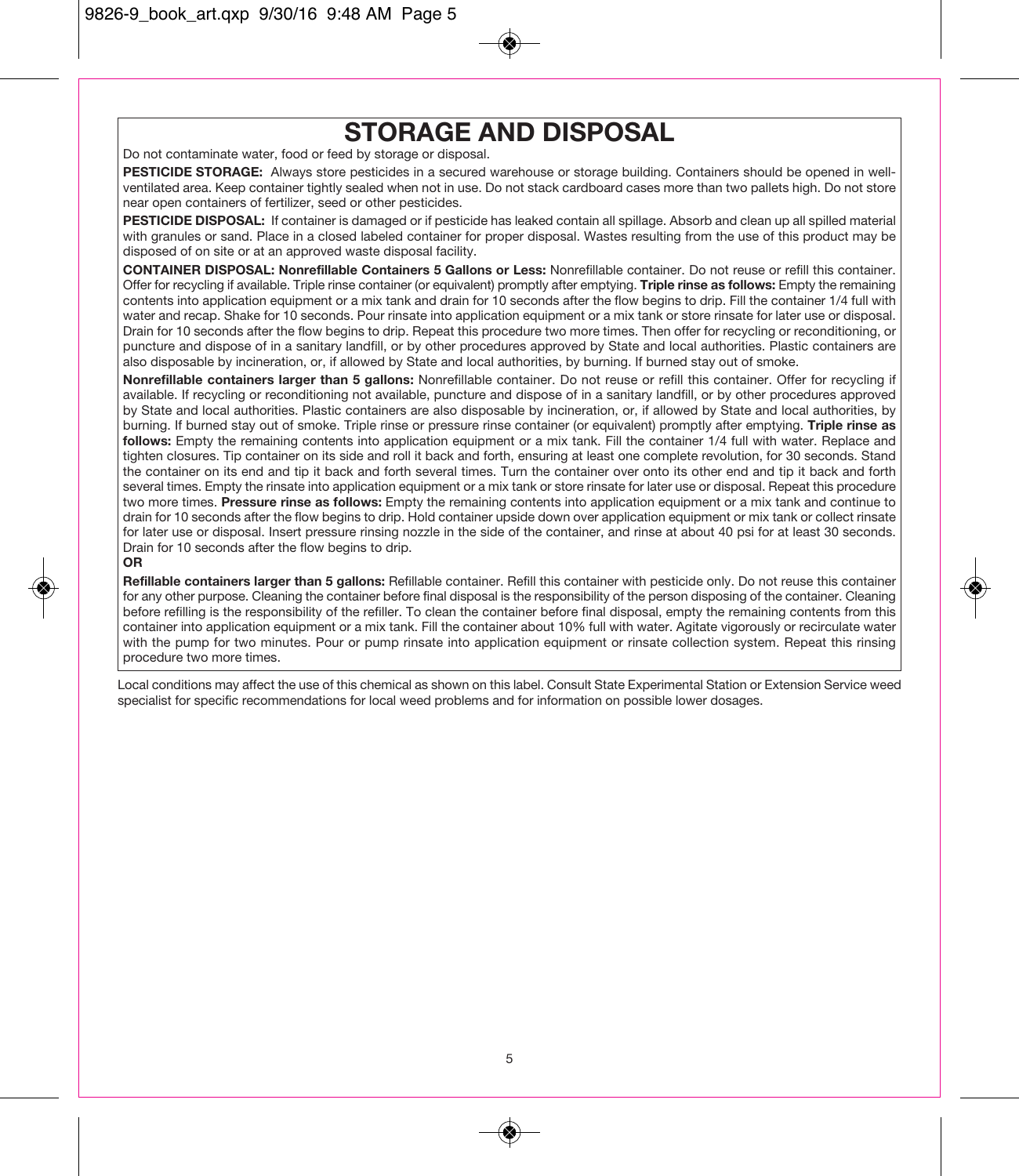# STORAGE AND DISPOSAL

Do not contaminate water, food or feed by storage or disposal.

**PESTICIDE STORAGE:** Always store pesticides in a secured warehouse or storage building. Containers should be opened in well-ventilated area. Keep container tightly sealed when not in use. Do not stack cardboard cases more than two pallets high. Do not store near open containers of fertilizer, seed or other pesticides.

**PESTICIDE DISPOSAL:** If container is damaged or if pesticide has leaked contain all spillage. Absorb and clean up all spilled material with granules or sand. Place in a closed labeled container for proper disposal. Wastes resulting from the use of this product may be disposed of on site or at an approved waste disposal facility.

**CONTAINER DISPOSAL: Nonrefillable Containers 5 Gallons or Less:** Nonrefillable container. Do not reuse or refill this container. Offer for recycling if available. Triple rinse container (or equivalent) promptly after emptying. **Triple rinse as follows:** Empty the remaining contents into application equipment or a mix tank and drain for 10 seconds after the flow begins to drip. Fill the container 1/4 full with water and recap. Shake for 10 seconds. Pour rinsate into application equipment or a mix tank or store rinsate for later use or disposal. Drain for 10 seconds after the flow begins to drip. Repeat this procedure two more times. Then offer for recycling or reconditioning, or puncture and dispose of in a sanitary landfill, or by other procedures approved by State and local authorities. Plastic containers are also disposable by incineration, or, if allowed by State and local authorities, by burning. If burned stay out of smoke.

**Nonrefillable containers larger than 5 gallons:** Nonrefillable container. Do not reuse or refill this container. Offer for recycling if available. If recycling or reconditioning not available, puncture and dispose of in a sanitary landfill, or by other procedures approved by State and local authorities. Plastic containers are also disposable by incineration, or, if allowed by State and local authorities, by burning. If burned stay out of smoke. Triple rinse or pressure rinse container (or equivalent) promptly after emptying. **Triple rinse as follows:** Empty the remaining contents into application equipment or a mix tank. Fill the container 1/4 full with water. Replace and tighten closures. Tip container on its side and roll it back and forth, ensuring at least one complete revolution, for 30 seconds. Stand the container on its end and tip it back and forth several times. Turn the container over onto its other end and tip it back and forth several times. Empty the rinsate into application equipment or a mix tank or store rinsate for later use or disposal. Repeat this procedure two more times. **Pressure rinse as follows:** Empty the remaining contents into application equipment or a mix tank and continue to drain for 10 seconds after the flow begins to drip. Hold container upside down over application equipment or mix tank or collect rinsate for later use or disposal. Insert pressure rinsing nozzle in the side of the container, and rinse at about 40 psi for at least 30 seconds. Drain for 10 seconds after the flow begins to drip.

**OR**

**Refillable containers larger than 5 gallons:** Refillable container. Refill this container with pesticide only. Do not reuse this container for any other purpose. Cleaning the container before final disposal is the responsibility of the person disposing of the container. Cleaning before refilling is the responsibility of the refiller. To clean the container before final disposal, empty the remaining contents from this container into application equipment or a mix tank. Fill the container about 10% full with water. Agitate vigorously or recirculate water with the pump for two minutes. Pour or pump rinsate into application equipment or rinsate collection system. Repeat this rinsing procedure two more times.

Local conditions may affect the use of this chemical as shown on this label. Consult State Experimental Station or Extension Service weed specialist for specific recommendations for local weed problems and for information on possible lower dosages.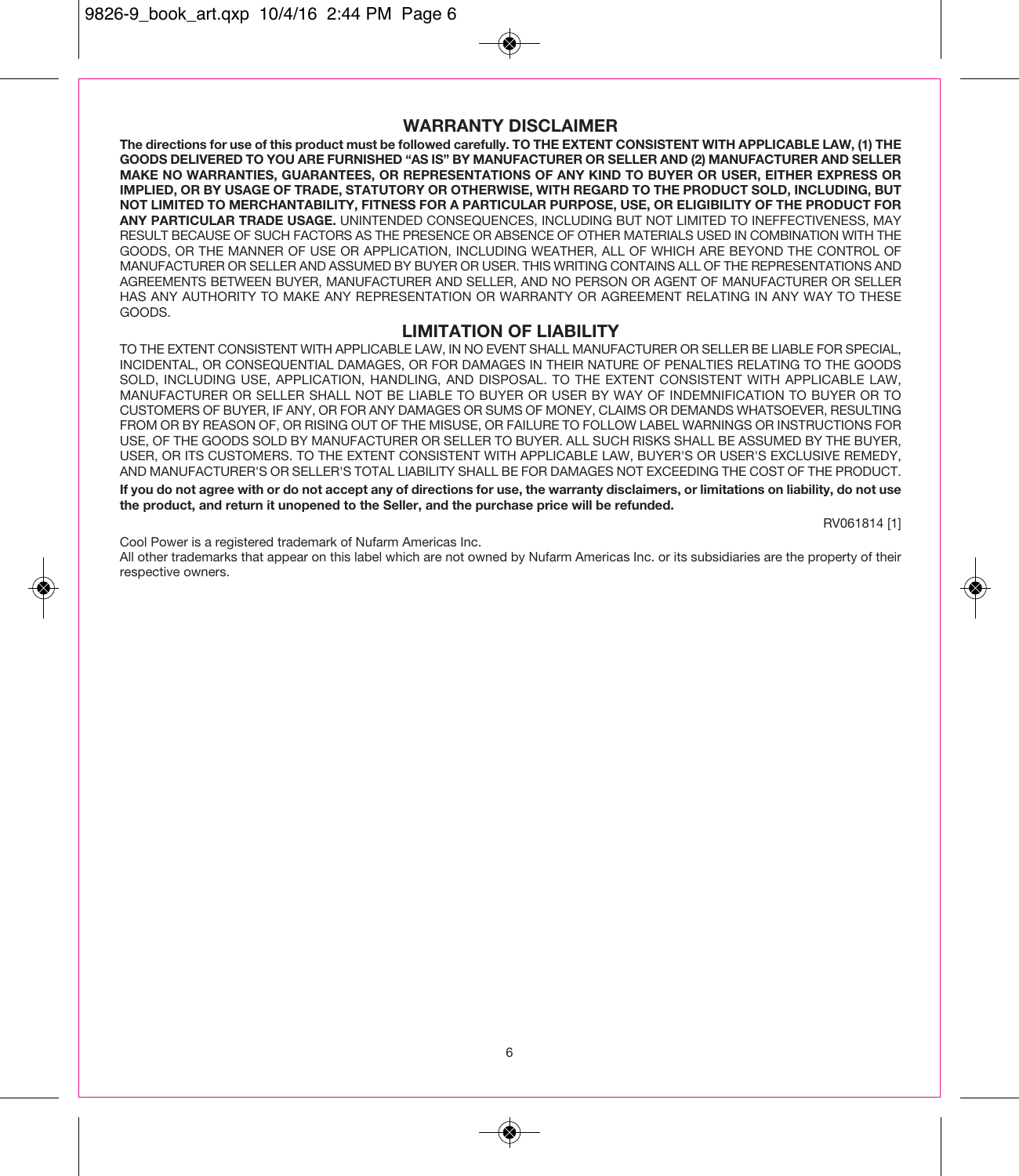## WARRANTY DISCLAIMER

**The directions for use of this product must be followed carefully. TO THE EXTENT CONSISTENT WITH APPLICABLE LAW, (1) THE GOODS DELIVERED TO YOU ARE FURNISHED "AS IS" BY MANUFACTURER OR SELLER AND (2) MANUFACTURER AND SELLER MAKE NO WARRANTIES, GUARANTEES, OR REPRESENTATIONS OF ANY KIND TO BUYER OR USER, EITHER EXPRESS OR IMPLIED, OR BY USAGE OF TRADE, STATUTORY OR OTHERWISE, WITH REGARD TO THE PRODUCT SOLD, INCLUDING, BUT NOT LIMITED TO MERCHANTABILITY, FITNESS FOR A PARTICULAR PURPOSE, USE, OR ELIGIBILITY OF THE PRODUCT FOR ANY PARTICULAR TRADE USAGE.** UNINTENDED CONSEQUENCES, INCLUDING BUT NOT LIMITED TO INEFFECTIVENESS, MAY RESULT BECAUSE OF SUCH FACTORS AS THE PRESENCE OR ABSENCE OF OTHER MATERIALS USED IN COMBINATION WITH THE GOODS, OR THE MANNER OF USE OR APPLICATION, INCLUDING WEATHER, ALL OF WHICH ARE BEYOND THE CONTROL OF MANUFACTURER OR SELLER AND ASSUMED BY BUYER OR USER. THIS WRITING CONTAINS ALL OF THE REPRESENTATIONS AND AGREEMENTS BETWEEN BUYER, MANUFACTURER AND SELLER, AND NO PERSON OR AGENT OF MANUFACTURER OR SELLER HAS ANY AUTHORITY TO MAKE ANY REPRESENTATION OR WARRANTY OR AGREEMENT RELATING IN ANY WAY TO THESE GOODS.

## LIMITATION OF LIABILITY

TO THE EXTENT CONSISTENT WITH APPLICABLE LAW, IN NO EVENT SHALL MANUFACTURER OR SELLER BE LIABLE FOR SPECIAL, INCIDENTAL, OR CONSEQUENTIAL DAMAGES, OR FOR DAMAGES IN THEIR NATURE OF PENALTIES RELATING TO THE GOODS SOLD, INCLUDING USE, APPLICATION, HANDLING, AND DISPOSAL. TO THE EXTENT CONSISTENT WITH APPLICABLE LAW, MANUFACTURER OR SELLER SHALL NOT BE LIABLE TO BUYER OR USER BY WAY OF INDEMNIFICATION TO BUYER OR TO CUSTOMERS OF BUYER, IF ANY, OR FOR ANY DAMAGES OR SUMS OF MONEY, CLAIMS OR DEMANDS WHATSOEVER, RESULTING FROM OR BY REASON OF, OR RISING OUT OF THE MISUSE, OR FAILURE TO FOLLOW LABEL WARNINGS OR INSTRUCTIONS FOR USE, OF THE GOODS SOLD BY MANUFACTURER OR SELLER TO BUYER. ALL SUCH RISKS SHALL BE ASSUMED BY THE BUYER, USER, OR ITS CUSTOMERS. TO THE EXTENT CONSISTENT WITH APPLICABLE LAW, BUYER'S OR USER'S EXCLUSIVE REMEDY, AND MANUFACTURER'S OR SELLER'S TOTAL LIABILITY SHALL BE FOR DAMAGES NOT EXCEEDING THE COST OF THE PRODUCT.

**If you do not agree with or do not accept any of directions for use, the warranty disclaimers, or limitations on liability, do not use the product, and return it unopened to the Seller, and the purchase price will be refunded.**

RV061814 [1]

Cool Power is a registered trademark of Nufarm Americas Inc.
All other trademarks that appear on this label which are not owned by Nufarm Americas Inc. or its subsidiaries are the property of their respective owners.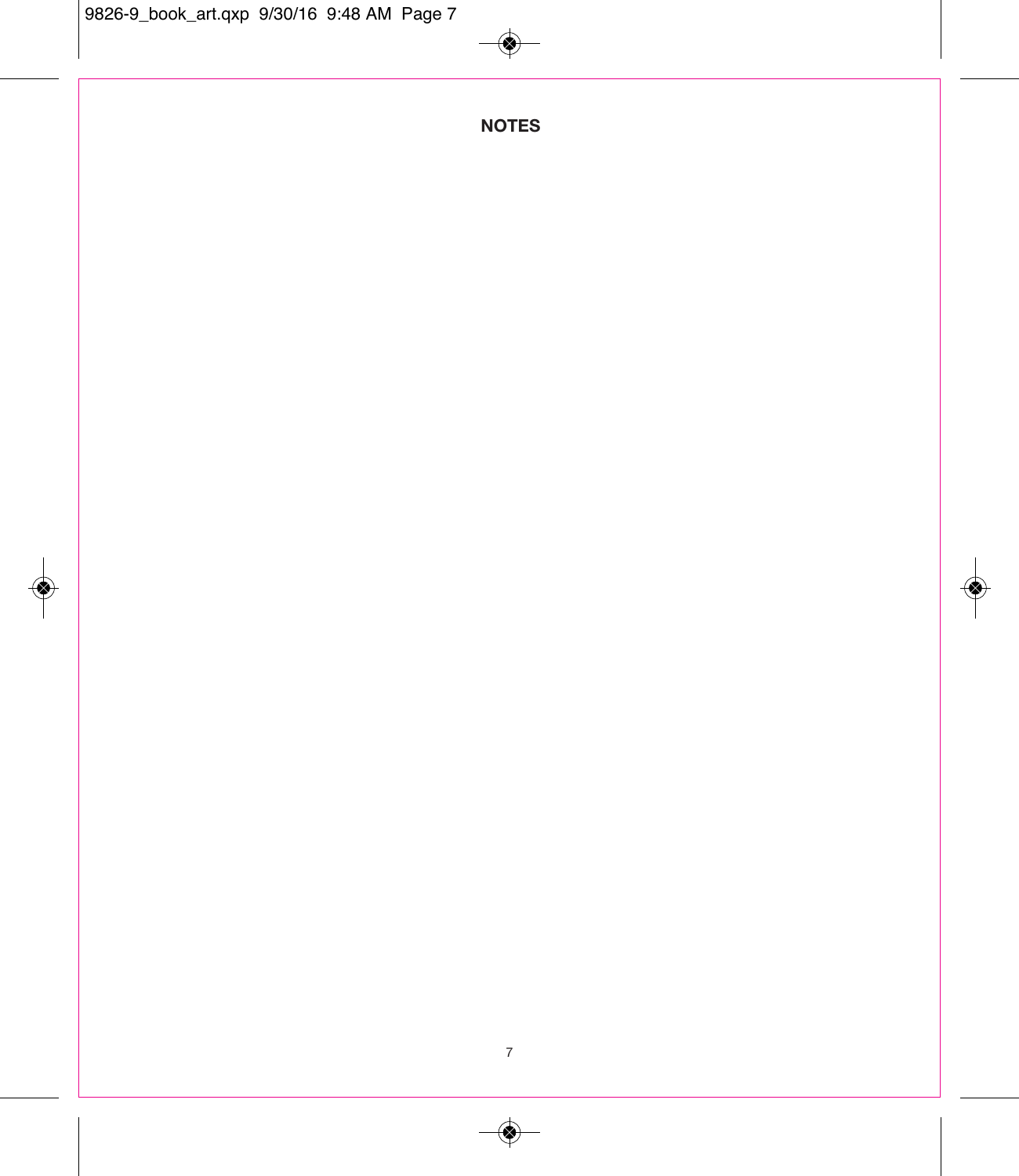## NOTES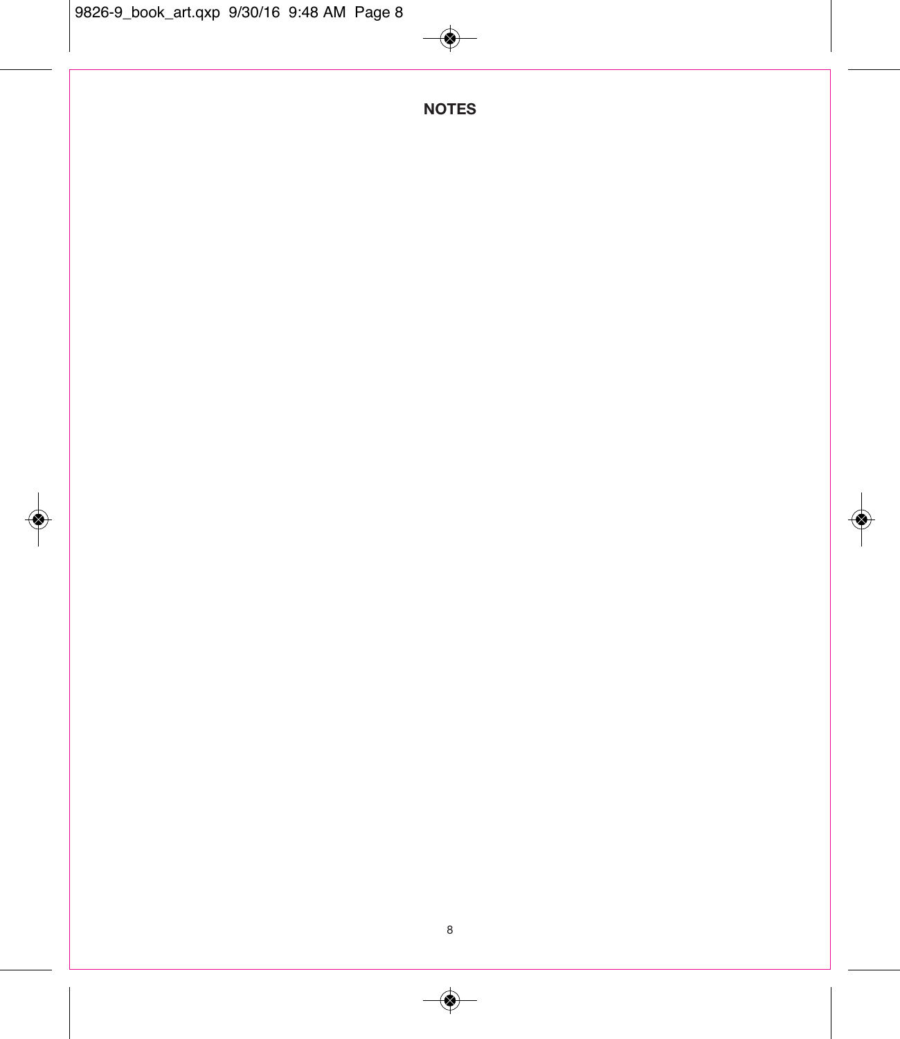## NOTES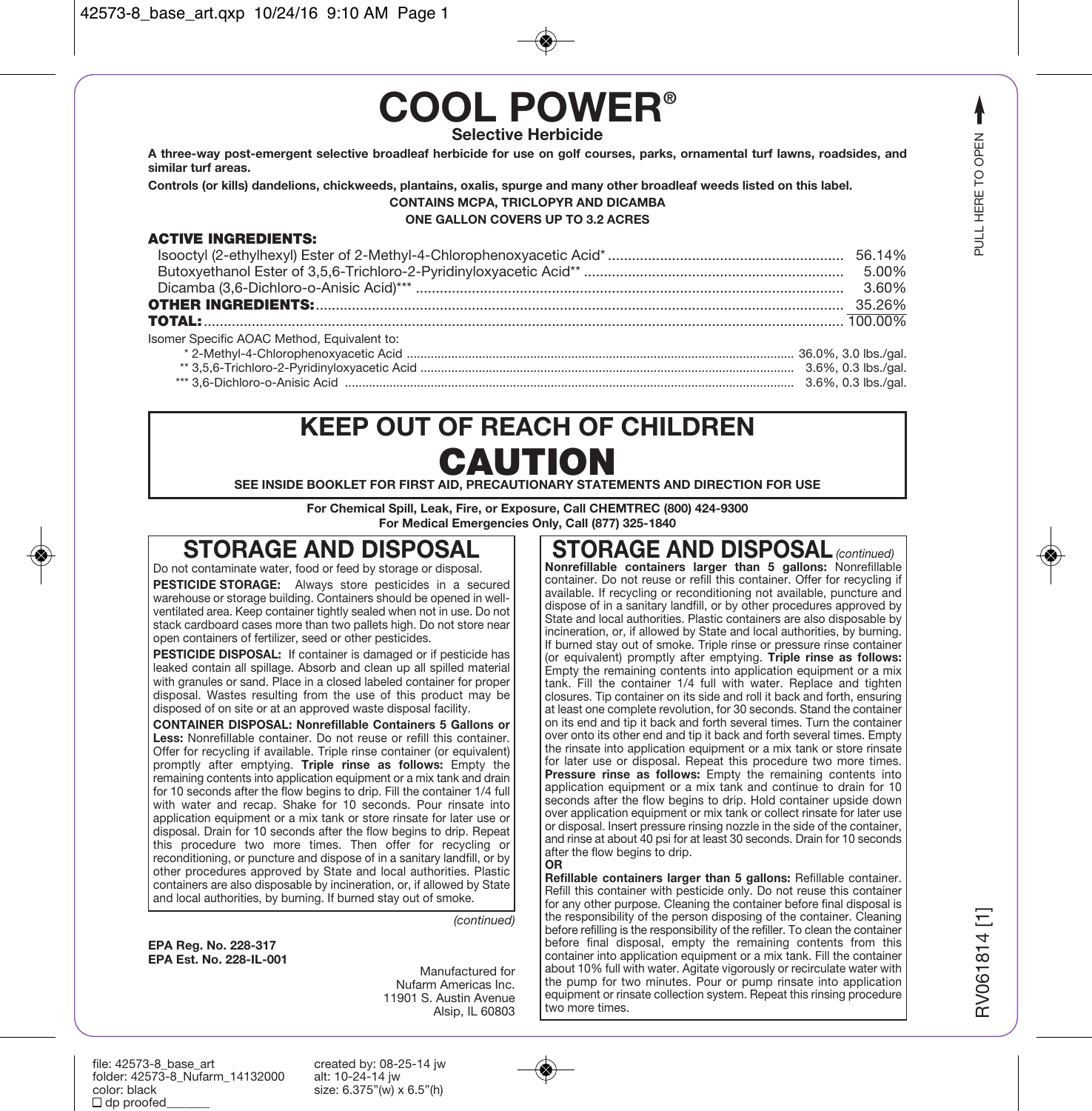# COOL POWER®

**Selective Herbicide**

**A three-way post-emergent selective broadleaf herbicide for use on golf courses, parks, ornamental turf lawns, roadsides, and similar turf areas.**

**Controls (or kills) dandelions, chickweeds, plantains, oxalis, spurge and many other broadleaf weeds listed on this label.**

**CONTAINS MCPA, TRICLOPYR AND DICAMBA**

**ONE GALLON COVERS UP TO 3.2 ACRES**

| | |
|---|---|
| **ACTIVE INGREDIENTS:** | |
| Isooctyl (2-ethylhexyl) Ester of 2-Methyl-4-Chlorophenoxyacetic Acid* | 56.14% |
| Butoxyethanol Ester of 3,5,6-Trichloro-2-Pyridinyloxyacetic Acid** | 5.00% |
| Dicamba (3,6-Dichloro-o-Anisic Acid)*** | 3.60% |
| **OTHER INGREDIENTS:** | 35.26% |
| **TOTAL:** | 100.00% |

Isomer Specific AOAC Method, Equivalent to:

| | |
|---|---|
| * 2-Methyl-4-Chlorophenoxyacetic Acid | 36.0%, 3.0 lbs./gal. |
| ** 3,5,6-Trichloro-2-Pyridinyloxyacetic Acid | 3.6%, 0.3 lbs./gal. |
| *** 3,6-Dichloro-o-Anisic Acid | 3.6%, 0.3 lbs./gal. |

## KEEP OUT OF REACH OF CHILDREN

# CAUTION

**SEE INSIDE BOOKLET FOR FIRST AID, PRECAUTIONARY STATEMENTS AND DIRECTION FOR USE**

**For Chemical Spill, Leak, Fire, or Exposure, Call CHEMTREC (800) 424-9300**
**For Medical Emergencies Only, Call (877) 325-1840**

## STORAGE AND DISPOSAL

Do not contaminate water, food or feed by storage or disposal.

**PESTICIDE STORAGE:** Always store pesticides in a secured warehouse or storage building. Containers should be opened in well-ventilated area. Keep container tightly sealed when not in use. Do not stack cardboard cases more than two pallets high. Do not store near open containers of fertilizer, seed or other pesticides.

**PESTICIDE DISPOSAL:** If container is damaged or if pesticide has leaked contain all spillage. Absorb and clean up all spilled material with granules or sand. Place in a closed labeled container for proper disposal. Wastes resulting from the use of this product may be disposed of on site or at an approved waste disposal facility.

**CONTAINER DISPOSAL: Nonrefillable Containers 5 Gallons or Less:** Nonrefillable container. Do not reuse or refill this container. Offer for recycling if available. Triple rinse container (or equivalent) promptly after emptying. **Triple rinse as follows:** Empty the remaining contents into application equipment or a mix tank and drain for 10 seconds after the flow begins to drip. Fill the container 1/4 full with water and recap. Shake for 10 seconds. Pour rinsate into application equipment or a mix tank or store rinsate for later use or disposal. Drain for 10 seconds after the flow begins to drip. Repeat this procedure two more times. Then offer for recycling or reconditioning, or puncture and dispose of in a sanitary landfill, or by other procedures approved by State and local authorities. Plastic containers are also disposable by incineration, or, if allowed by State and local authorities, by burning. If burned stay out of smoke.

*(continued)*

**EPA Reg. No. 228-317**
**EPA Est. No. 228-IL-001**

Manufactured for
Nufarm Americas Inc.
11901 S. Austin Avenue
Alsip, IL 60803

## STORAGE AND DISPOSAL *(continued)*

**Nonrefillable containers larger than 5 gallons:** Nonrefillable container. Do not reuse or refill this container. Offer for recycling if available. If recycling or reconditioning not available, puncture and dispose of in a sanitary landfill, or by other procedures approved by State and local authorities. Plastic containers are also disposable by incineration, or, if allowed by State and local authorities, by burning. If burned stay out of smoke. Triple rinse or pressure rinse container (or equivalent) promptly after emptying. **Triple rinse as follows:** Empty the remaining contents into application equipment or a mix tank. Fill the container 1/4 full with water. Replace and tighten closures. Tip container on its side and roll it back and forth, ensuring at least one complete revolution, for 30 seconds. Stand the container on its end and tip it back and forth several times. Turn the container over onto its other end and tip it back and forth several times. Empty the rinsate into application equipment or a mix tank or store rinsate for later use or disposal. Repeat this procedure two more times. **Pressure rinse as follows:** Empty the remaining contents into application equipment or a mix tank and continue to drain for 10 seconds after the flow begins to drip. Hold container upside down over application equipment or mix tank or collect rinsate for later use or disposal. Insert pressure rinsing nozzle in the side of the container, and rinse at about 40 psi for at least 30 seconds. Drain for 10 seconds after the flow begins to drip.

**OR**

**Refillable containers larger than 5 gallons:** Refillable container. Refill this container with pesticide only. Do not reuse this container for any other purpose. Cleaning the container before final disposal is the responsibility of the person disposing of the container. Cleaning before refilling is the responsibility of the refiller. To clean the container before final disposal, empty the remaining contents from this container into application equipment or a mix tank. Fill the container about 10% full with water. Agitate vigorously or recirculate water with the pump for two minutes. Pour or pump rinsate into application equipment or rinsate collection system. Repeat this rinsing procedure two more times.

PULL HERE TO OPEN

RV061814 [1]